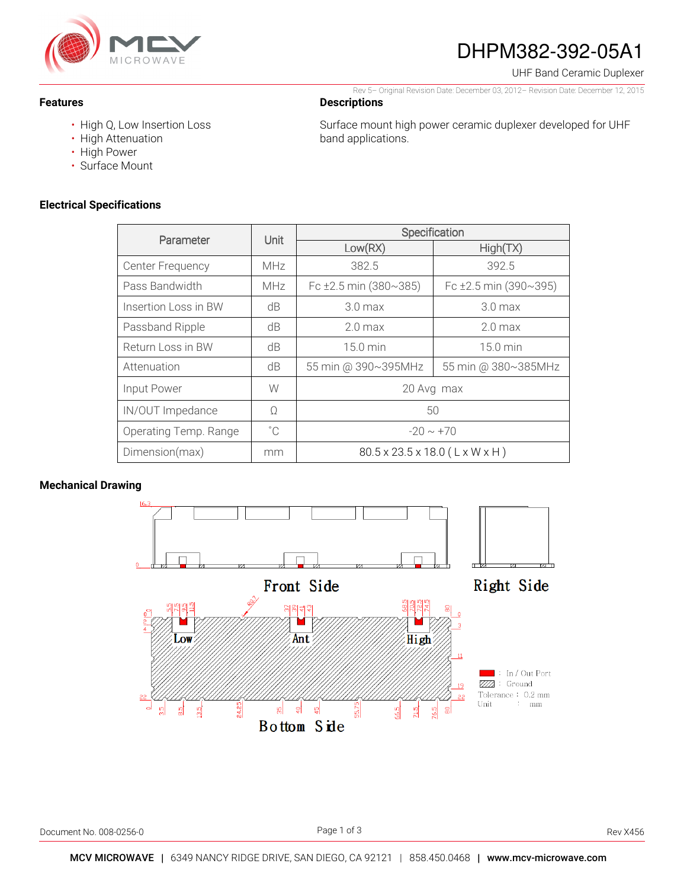# DHPM382-392-05A1

UHF Band Ceramic Duplexer

Rev 5– Original Revision Date: December 03, 2012– Revision Date: December 12, 2015

### Features

- High Q, Low Insertion Loss
- High Attenuation
- High Power
- Surface Mount

### Descriptions

Surface mount high power ceramic duplexer developed for UHF band applications.

### Electrical Specifications

| Parameter | Unit | Specification | |
|---|---|---|---|
| | | Low(RX) | High(TX) |
| Center Frequency | MHz | 382.5 | 392.5 |
| Pass Bandwidth | MHz | Fc ±2.5 min (380~385) | Fc ±2.5 min (390~395) |
| Insertion Loss in BW | dB | 3.0 max | 3.0 max |
| Passband Ripple | dB | 2.0 max | 2.0 max |
| Return Loss in BW | dB | 15.0 min | 15.0 min |
| Attenuation | dB | 55 min @ 390~395MHz | 55 min @ 380~385MHz |
| Input Power | W | 20 Avg max | |
| IN/OUT Impedance | Ω | 50 | |
| Operating Temp. Range | ˚C | -20 ~ +70 | |
| Dimension(max) | mm | 80.5 x 23.5 x 18.0 ( L x W x H ) | |

### Mechanical Drawing

Front Side

Right Side

Bottom Side

Low Ant High

■ : In / Out Port
▨ : Ground
Tolerance : 0.2 mm
Unit : mm

Document No. 008-0256-0

Rev X456

**MCV MICROWAVE** | 6349 NANCY RIDGE DRIVE, SAN DIEGO, CA 92121 | 858.450.0468 | **www.mcv-microwave.com**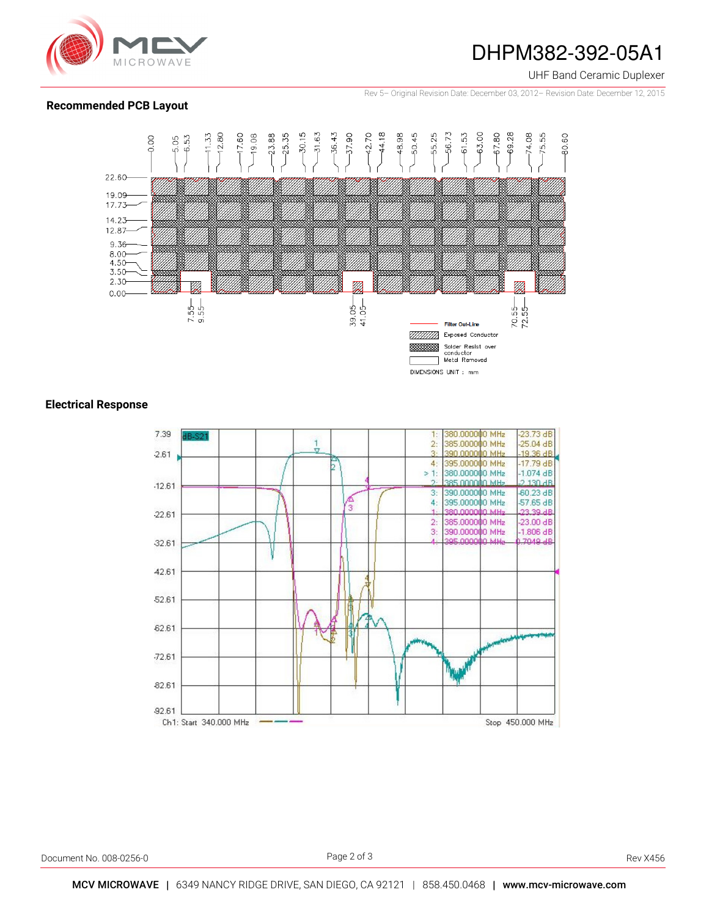## Recommended PCB Layout

0.00, 5.05, 6.53, 11.33, 12.80, 17.60, 19.08, 23.88, 25.35, 30.15, 31.63, 36.43, 37.90, 42.70, 44.18, 48.98, 50.45, 55.25, 56.73, 61.53, 63.00, 67.80, 69.28, 74.08, 75.55, 80.60

22.60, 19.09, 17.73, 14.23, 12.87, 9.36, 8.00, 4.50, 3.50, 2.30, 0.00

7.55, 9.55, 39.05, 41.05, 70.55, 72.55

- Filter Out-Line
- Exposed Conductor
- Solder Resist over conductor
- Metal Removed

DIMENSIONS UNIT : mm

## Electrical Response

| Marker | Frequency | Value |
|---|---|---|
| 1: | 380.000000 MHz | -23.73 dB |
| 2: | 385.000000 MHz | -25.04 dB |
| 3: | 390.000000 MHz | -19.36 dB |
| 4: | 395.000000 MHz | -17.79 dB |
| > 1: | 380.000000 MHz | -1.074 dB |
| 2: | 385.000000 MHz | -2.130 dB |
| 3: | 390.000000 MHz | -60.23 dB |
| 4: | 395.000000 MHz | -57.65 dB |
| 1: | 380.000000 MHz | -23.39 dB |
| 2: | 385.000000 MHz | -23.00 dB |
| 3: | 390.000000 MHz | -1.806 dB |
| 4: | 395.000000 MHz | -0.7049 dB |

dB-S21

Y-axis: 7.39, -2.61, -12.61, -22.61, -32.61, -42.61, -52.61, -62.61, -72.61, -82.61, -92.61

Ch1: Start 340.000 MHz — Stop 450.000 MHz

Document No. 008-0256-0 | Rev X456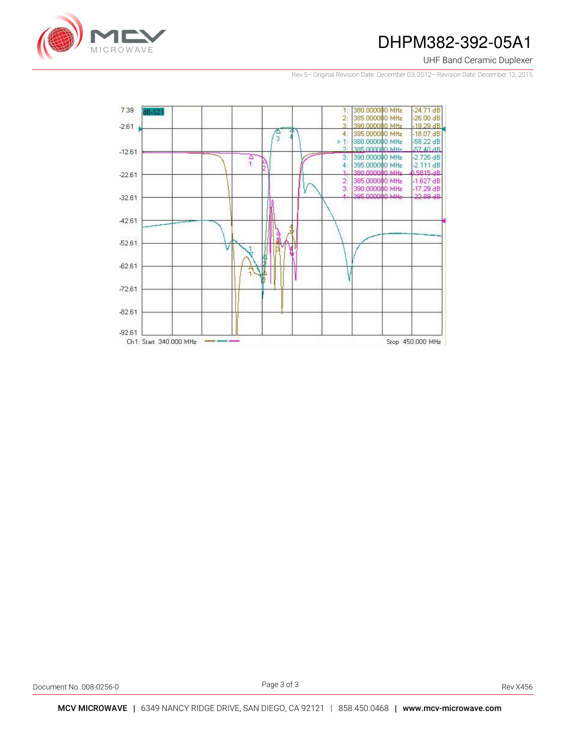# DHPM382-392-05A1

UHF Band Ceramic Duplexer

Rev 5– Original Revision Date: December 03, 2012– Revision Date: December 12, 2015

dB-S21

7.39
-2.61
-12.61
-22.61
-32.61
-42.61
-52.61
-62.61
-72.61
-82.61
-92.61

1: 380.000000 MHz -24.71 dB
2: 385.000000 MHz -26.00 dB
3: 390.000000 MHz -19.29 dB
4: 395.000000 MHz -18.07 dB
> 1: 380.000000 MHz -58.22 dB
2: 385.000000 MHz -57.40 dB
3: 390.000000 MHz -2.726 dB
4: 395.000000 MHz -2.111 dB
1: 380.000000 MHz -0.5815 dB
2: 385.000000 MHz -1.627 dB
3: 390.000000 MHz -17.29 dB
4: 395.000000 MHz -22.89 dB

Ch1: Start 340.000 MHz

Stop 450.000 MHz

Document No. 008-0256-0

Rev X456

**MCV MICROWAVE** | 6349 NANCY RIDGE DRIVE, SAN DIEGO, CA 92121 | 858.450.0468 | **www.mcv-microwave.com**